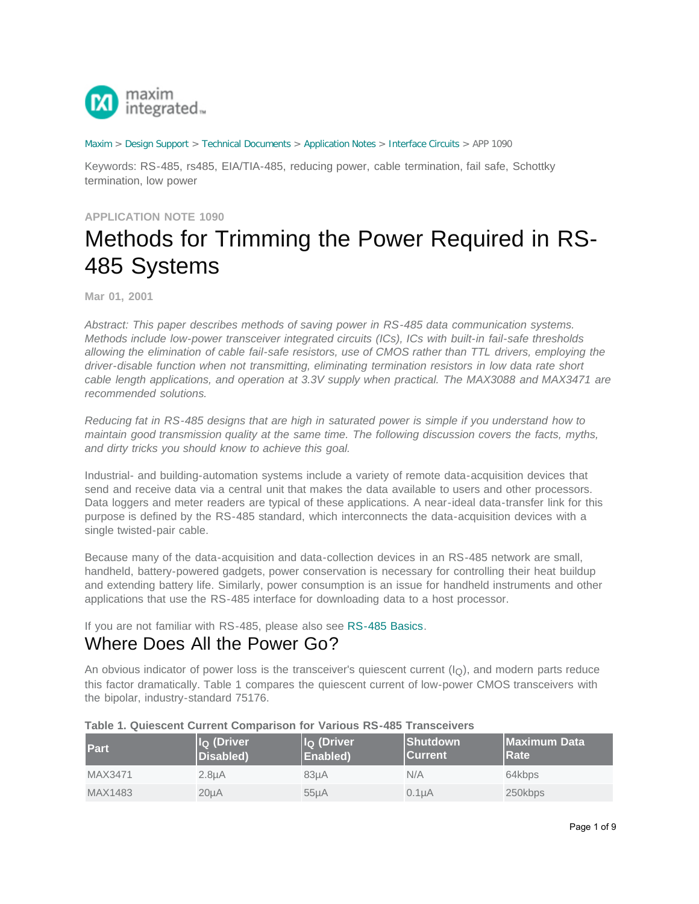Maxim > Design Support > Technical Documents > Application Notes > Interface Circuits > APP 1090

Keywords: RS-485, rs485, EIA/TIA-485, reducing power, cable termination, fail safe, Schottky termination, low power

APPLICATION NOTE 1090

# Methods for Trimming the Power Required in RS-485 Systems

Mar 01, 2001

*Abstract: This paper describes methods of saving power in RS-485 data communication systems. Methods include low-power transceiver integrated circuits (ICs), ICs with built-in fail-safe thresholds allowing the elimination of cable fail-safe resistors, use of CMOS rather than TTL drivers, employing the driver-disable function when not transmitting, eliminating termination resistors in low data rate short cable length applications, and operation at 3.3V supply when practical. The MAX3088 and MAX3471 are recommended solutions.*

*Reducing fat in RS-485 designs that are high in saturated power is simple if you understand how to maintain good transmission quality at the same time. The following discussion covers the facts, myths, and dirty tricks you should know to achieve this goal.*

Industrial- and building-automation systems include a variety of remote data-acquisition devices that send and receive data via a central unit that makes the data available to users and other processors. Data loggers and meter readers are typical of these applications. A near-ideal data-transfer link for this purpose is defined by the RS-485 standard, which interconnects the data-acquisition devices with a single twisted-pair cable.

Because many of the data-acquisition and data-collection devices in an RS-485 network are small, handheld, battery-powered gadgets, power conservation is necessary for controlling their heat buildup and extending battery life. Similarly, power consumption is an issue for handheld instruments and other applications that use the RS-485 interface for downloading data to a host processor.

If you are not familiar with RS-485, please also see RS-485 Basics.

## Where Does All the Power Go?

An obvious indicator of power loss is the transceiver's quiescent current ($I_Q$), and modern parts reduce this factor dramatically. Table 1 compares the quiescent current of low-power CMOS transceivers with the bipolar, industry-standard 75176.

**Table 1. Quiescent Current Comparison for Various RS-485 Transceivers**

| Part | $I_Q$ (Driver Disabled) | $I_Q$ (Driver Enabled) | Shutdown Current | Maximum Data Rate |
|---|---|---|---|---|
| MAX3471 | 2.8µA | 83µA | N/A | 64kbps |
| MAX1483 | 20µA | 55µA | 0.1µA | 250kbps |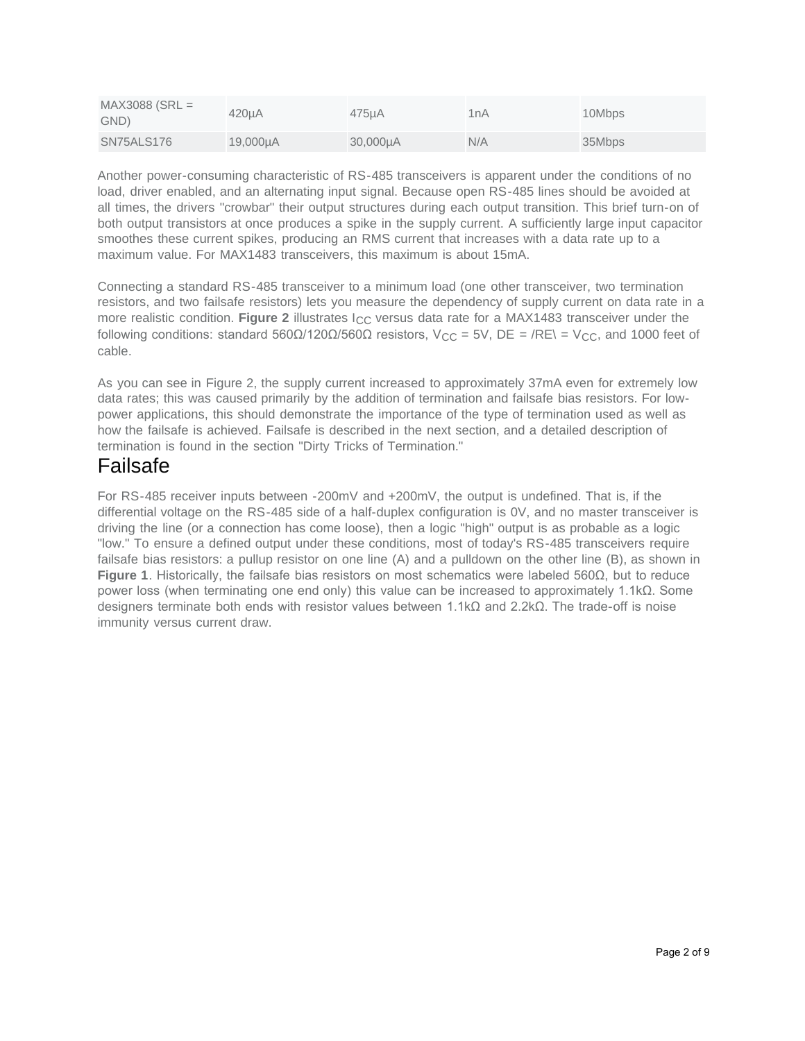| | | | | |
|---|---|---|---|---|
| MAX3088 (SRL = GND) | 420µA | 475µA | 1nA | 10Mbps |
| SN75ALS176 | 19,000µA | 30,000µA | N/A | 35Mbps |

Another power-consuming characteristic of RS-485 transceivers is apparent under the conditions of no load, driver enabled, and an alternating input signal. Because open RS-485 lines should be avoided at all times, the drivers "crowbar" their output structures during each output transition. This brief turn-on of both output transistors at once produces a spike in the supply current. A sufficiently large input capacitor smoothes these current spikes, producing an RMS current that increases with a data rate up to a maximum value. For MAX1483 transceivers, this maximum is about 15mA.

Connecting a standard RS-485 transceiver to a minimum load (one other transceiver, two termination resistors, and two failsafe resistors) lets you measure the dependency of supply current on data rate in a more realistic condition. **Figure 2** illustrates $I_{CC}$ versus data rate for a MAX1483 transceiver under the following conditions: standard 560Ω/120Ω/560Ω resistors, $V_{CC}$ = 5V, DE = /RE\ = $V_{CC}$, and 1000 feet of cable.

As you can see in Figure 2, the supply current increased to approximately 37mA even for extremely low data rates; this was caused primarily by the addition of termination and failsafe bias resistors. For low-power applications, this should demonstrate the importance of the type of termination used as well as how the failsafe is achieved. Failsafe is described in the next section, and a detailed description of termination is found in the section "Dirty Tricks of Termination."

## Failsafe

For RS-485 receiver inputs between -200mV and +200mV, the output is undefined. That is, if the differential voltage on the RS-485 side of a half-duplex configuration is 0V, and no master transceiver is driving the line (or a connection has come loose), then a logic "high" output is as probable as a logic "low." To ensure a defined output under these conditions, most of today's RS-485 transceivers require failsafe bias resistors: a pullup resistor on one line (A) and a pulldown on the other line (B), as shown in **Figure 1**. Historically, the failsafe bias resistors on most schematics were labeled 560Ω, but to reduce power loss (when terminating one end only) this value can be increased to approximately 1.1kΩ. Some designers terminate both ends with resistor values between 1.1kΩ and 2.2kΩ. The trade-off is noise immunity versus current draw.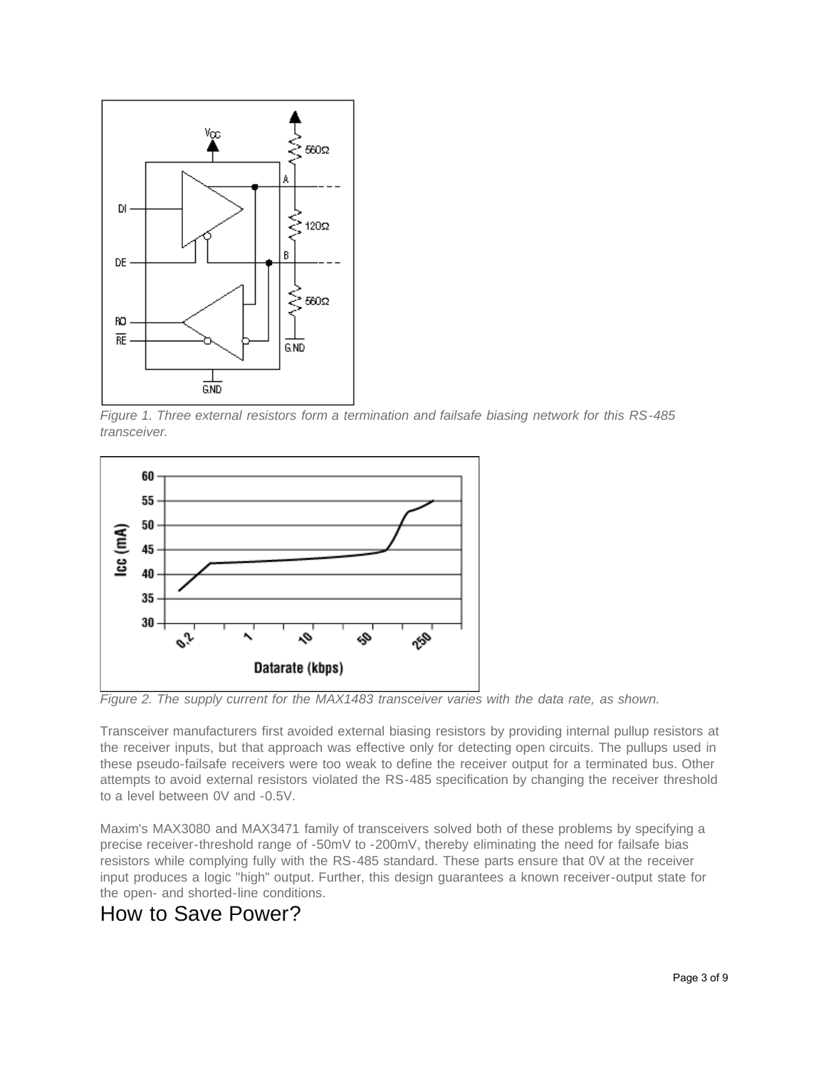Vcc

560Ω

A

DI

120Ω

DE

B

560Ω

RO

$\overline{RE}$

GND

GND

*Figure 1. Three external resistors form a termination and failsafe biasing network for this RS-485 transceiver.*

60

55

50

45

40

35

30

Icc (mA)

0.2

1

10

50

250

Datarate (kbps)

*Figure 2. The supply current for the MAX1483 transceiver varies with the data rate, as shown.*

Transceiver manufacturers first avoided external biasing resistors by providing internal pullup resistors at the receiver inputs, but that approach was effective only for detecting open circuits. The pullups used in these pseudo-failsafe receivers were too weak to define the receiver output for a terminated bus. Other attempts to avoid external resistors violated the RS-485 specification by changing the receiver threshold to a level between 0V and -0.5V.

Maxim's MAX3080 and MAX3471 family of transceivers solved both of these problems by specifying a precise receiver-threshold range of -50mV to -200mV, thereby eliminating the need for failsafe bias resistors while complying fully with the RS-485 standard. These parts ensure that 0V at the receiver input produces a logic "high" output. Further, this design guarantees a known receiver-output state for the open- and shorted-line conditions.

## How to Save Power?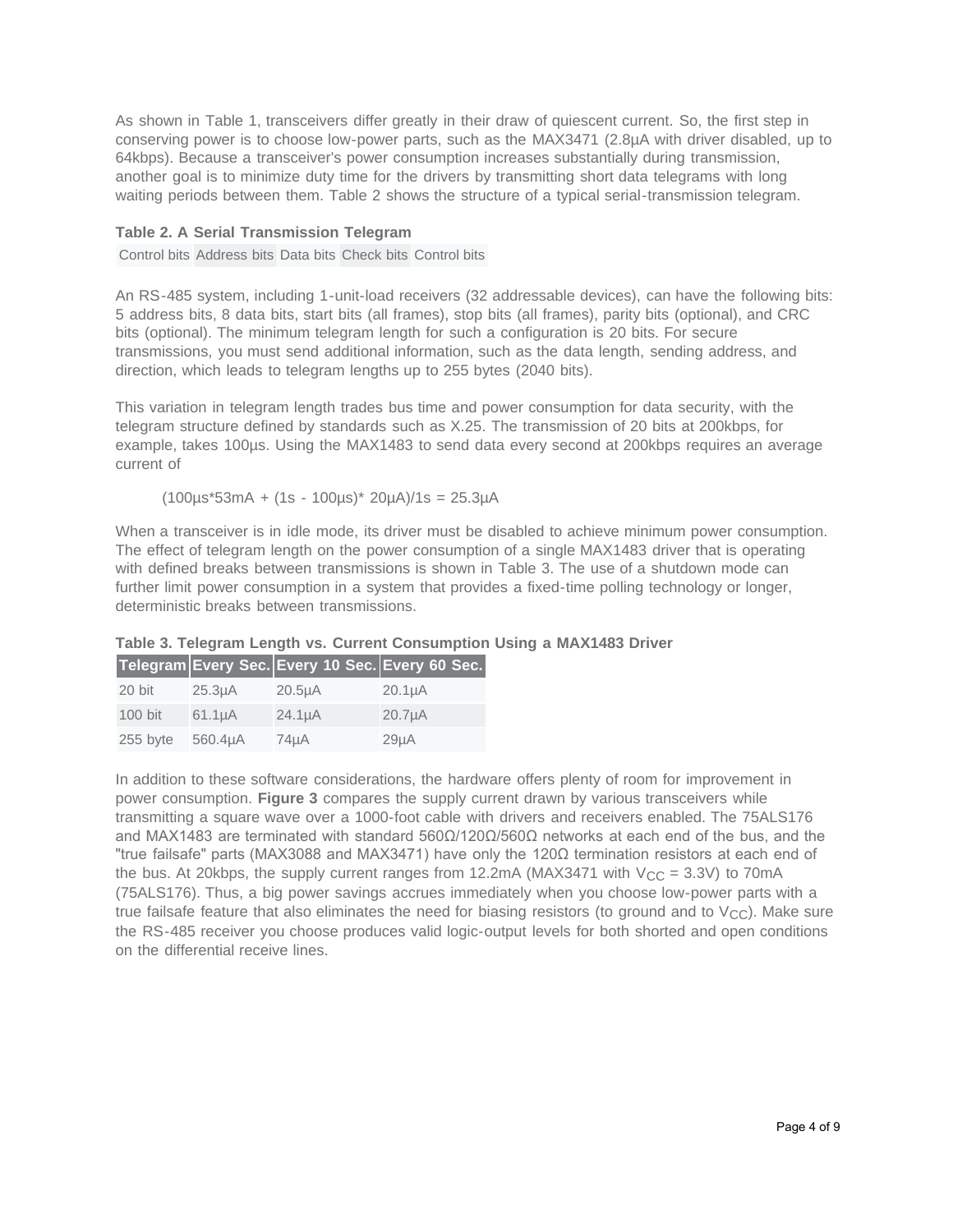As shown in Table 1, transceivers differ greatly in their draw of quiescent current. So, the first step in conserving power is to choose low-power parts, such as the MAX3471 (2.8µA with driver disabled, up to 64kbps). Because a transceiver's power consumption increases substantially during transmission, another goal is to minimize duty time for the drivers by transmitting short data telegrams with long waiting periods between them. Table 2 shows the structure of a typical serial-transmission telegram.

**Table 2. A Serial Transmission Telegram**

| | | | | |
|---|---|---|---|---|
| Control bits | Address bits | Data bits | Check bits | Control bits |

An RS-485 system, including 1-unit-load receivers (32 addressable devices), can have the following bits: 5 address bits, 8 data bits, start bits (all frames), stop bits (all frames), parity bits (optional), and CRC bits (optional). The minimum telegram length for such a configuration is 20 bits. For secure transmissions, you must send additional information, such as the data length, sending address, and direction, which leads to telegram lengths up to 255 bytes (2040 bits).

This variation in telegram length trades bus time and power consumption for data security, with the telegram structure defined by standards such as X.25. The transmission of 20 bits at 200kbps, for example, takes 100µs. Using the MAX1483 to send data every second at 200kbps requires an average current of

$$(100\mu s * 53mA + (1s - 100\mu s) * 20\mu A)/1s = 25.3\mu A$$

When a transceiver is in idle mode, its driver must be disabled to achieve minimum power consumption. The effect of telegram length on the power consumption of a single MAX1483 driver that is operating with defined breaks between transmissions is shown in Table 3. The use of a shutdown mode can further limit power consumption in a system that provides a fixed-time polling technology or longer, deterministic breaks between transmissions.

**Table 3. Telegram Length vs. Current Consumption Using a MAX1483 Driver**

| Telegram | Every Sec. | Every 10 Sec. | Every 60 Sec. |
|---|---|---|---|
| 20 bit | 25.3µA | 20.5µA | 20.1µA |
| 100 bit | 61.1µA | 24.1µA | 20.7µA |
| 255 byte | 560.4µA | 74µA | 29µA |

In addition to these software considerations, the hardware offers plenty of room for improvement in power consumption. **Figure 3** compares the supply current drawn by various transceivers while transmitting a square wave over a 1000-foot cable with drivers and receivers enabled. The 75ALS176 and MAX1483 are terminated with standard 560Ω/120Ω/560Ω networks at each end of the bus, and the "true failsafe" parts (MAX3088 and MAX3471) have only the 120Ω termination resistors at each end of the bus. At 20kbps, the supply current ranges from 12.2mA (MAX3471 with $V_{CC}$ = 3.3V) to 70mA (75ALS176). Thus, a big power savings accrues immediately when you choose low-power parts with a true failsafe feature that also eliminates the need for biasing resistors (to ground and to $V_{CC}$). Make sure the RS-485 receiver you choose produces valid logic-output levels for both shorted and open conditions on the differential receive lines.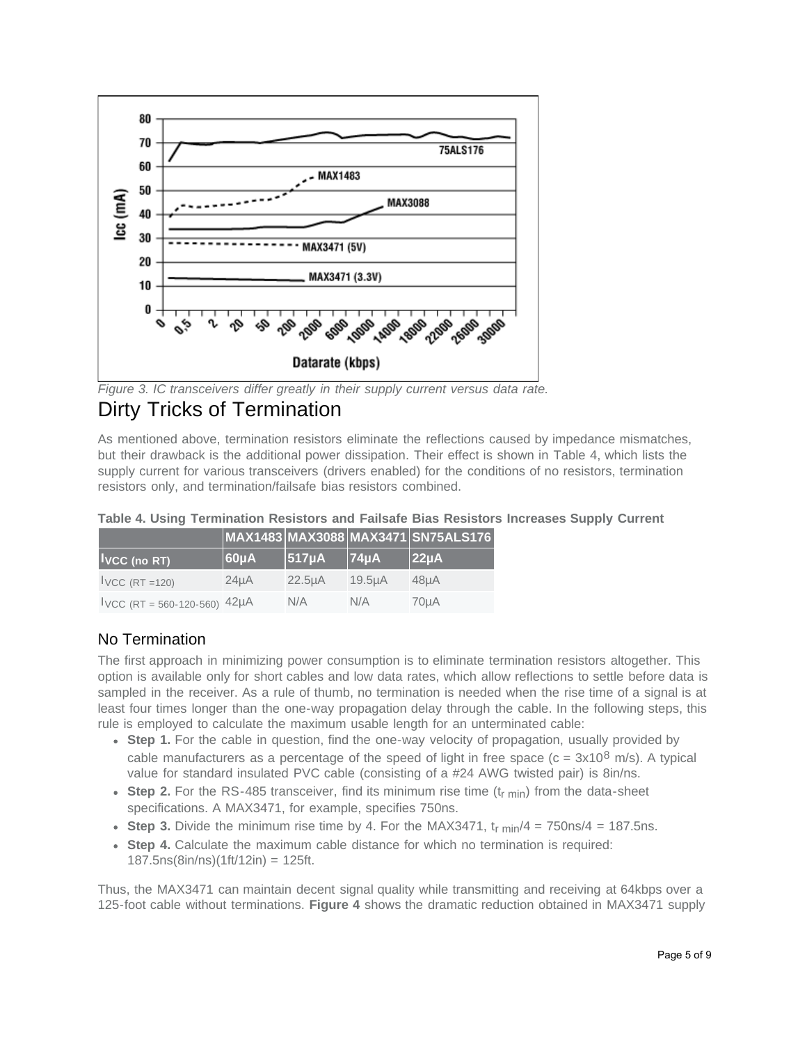80
70
60
50
40
30
20
10
0

Icc (mA)

75ALS176

MAX1483

MAX3088

MAX3471 (5V)

MAX3471 (3.3V)

0
0.5
2
20
50
200
2000
6000
10000
14000
18000
22000
26000
30000

Datarate (kbps)

*Figure 3. IC transceivers differ greatly in their supply current versus data rate.*

# Dirty Tricks of Termination

As mentioned above, termination resistors eliminate the reflections caused by impedance mismatches, but their drawback is the additional power dissipation. Their effect is shown in Table 4, which lists the supply current for various transceivers (drivers enabled) for the conditions of no resistors, termination resistors only, and termination/failsafe bias resistors combined.

**Table 4. Using Termination Resistors and Failsafe Bias Resistors Increases Supply Current**

| | MAX1483 | MAX3088 | MAX3471 | SN75ALS176 |
|---|---|---|---|---|
| $I_{VCC\ (no\ RT)}$ | 60µA | 517µA | 74µA | 22µA |
| $I_{VCC\ (RT\ =120)}$ | 24µA | 22.5µA | 19.5µA | 48µA |
| $I_{VCC\ (RT\ =\ 560\text{-}120\text{-}560)}$ | 42µA | N/A | N/A | 70µA |

## No Termination

The first approach in minimizing power consumption is to eliminate termination resistors altogether. This option is available only for short cables and low data rates, which allow reflections to settle before data is sampled in the receiver. As a rule of thumb, no termination is needed when the rise time of a signal is at least four times longer than the one-way propagation delay through the cable. In the following steps, this rule is employed to calculate the maximum usable length for an unterminated cable:

- **Step 1.** For the cable in question, find the one-way velocity of propagation, usually provided by cable manufacturers as a percentage of the speed of light in free space ($c = 3x10^8$ m/s). A typical value for standard insulated PVC cable (consisting of a #24 AWG twisted pair) is 8in/ns.
- **Step 2.** For the RS-485 transceiver, find its minimum rise time ($t_{r\ min}$) from the data-sheet specifications. A MAX3471, for example, specifies 750ns.
- **Step 3.** Divide the minimum rise time by 4. For the MAX3471, $t_{r\ min}/4$ = 750ns/4 = 187.5ns.
- **Step 4.** Calculate the maximum cable distance for which no termination is required: 187.5ns(8in/ns)(1ft/12in) = 125ft.

Thus, the MAX3471 can maintain decent signal quality while transmitting and receiving at 64kbps over a 125-foot cable without terminations. **Figure 4** shows the dramatic reduction obtained in MAX3471 supply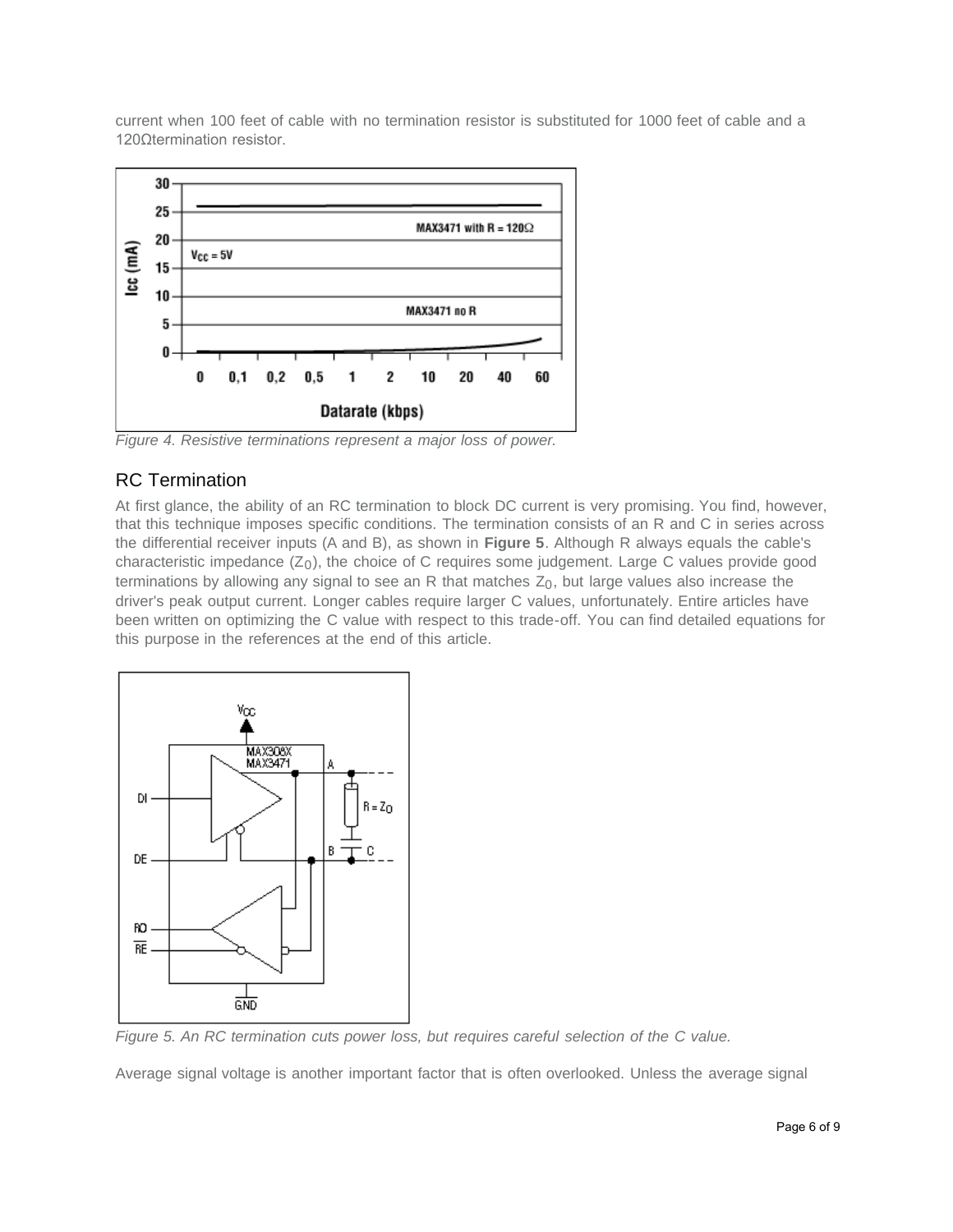current when 100 feet of cable with no termination resistor is substituted for 1000 feet of cable and a 120Ωtermination resistor.

30
25
20
15
10
5
0
Icc (mA)
MAX3471 with R = 120Ω
$V_{CC}$ = 5V
MAX3471 no R
0 0,1 0,2 0,5 1 2 10 20 40 60
Datarate (kbps)

*Figure 4. Resistive terminations represent a major loss of power.*

## RC Termination

At first glance, the ability of an RC termination to block DC current is very promising. You find, however, that this technique imposes specific conditions. The termination consists of an R and C in series across the differential receiver inputs (A and B), as shown in **Figure 5**. Although R always equals the cable's characteristic impedance ($Z_0$), the choice of C requires some judgement. Large C values provide good terminations by allowing any signal to see an R that matches $Z_0$, but large values also increase the driver's peak output current. Longer cables require larger C values, unfortunately. Entire articles have been written on optimizing the C value with respect to this trade-off. You can find detailed equations for this purpose in the references at the end of this article.

$V_{CC}$
MAX308X
MAX3471
DI
DE
RO
$\overline{RE}$
A
B
$R = Z_0$
C
GND

*Figure 5. An RC termination cuts power loss, but requires careful selection of the C value.*

Average signal voltage is another important factor that is often overlooked. Unless the average signal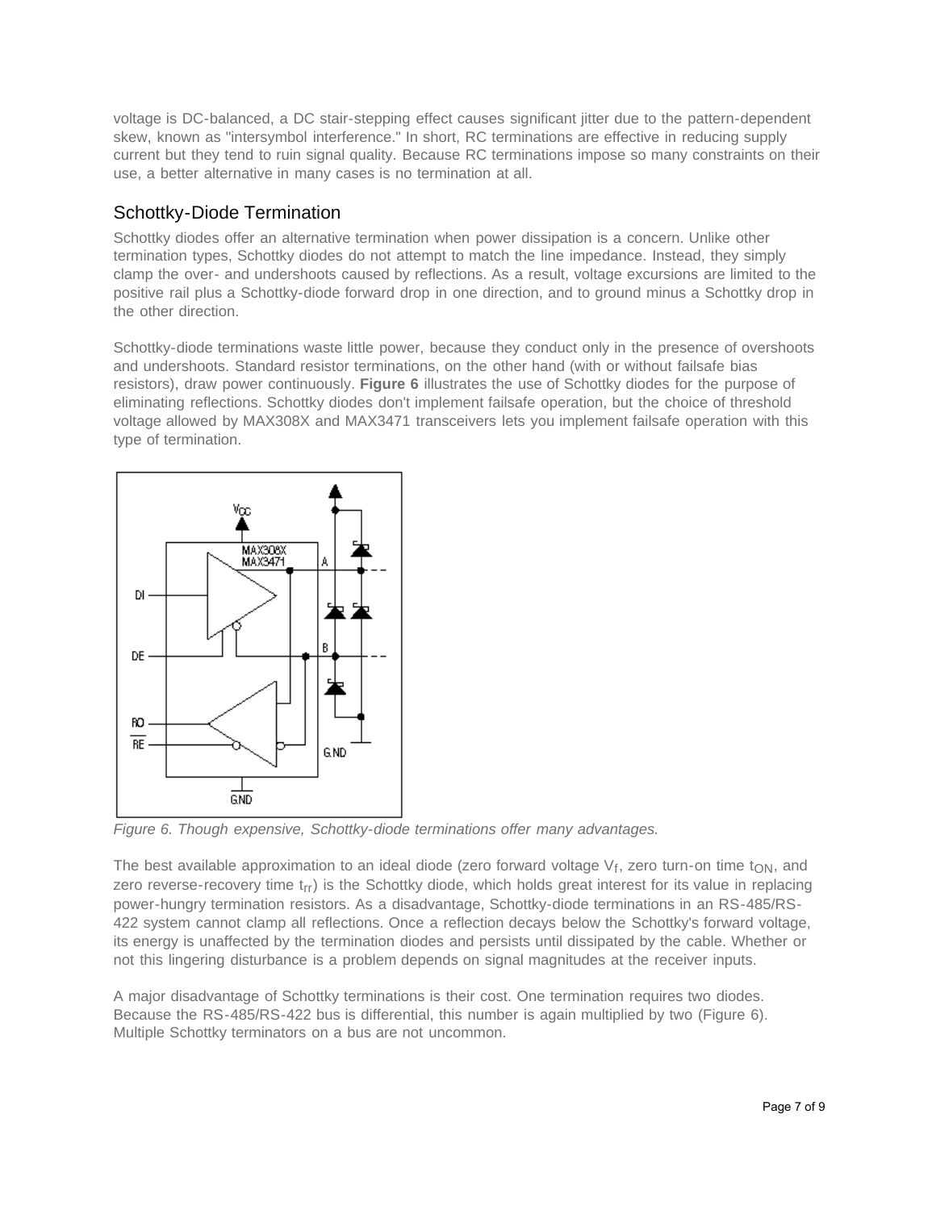voltage is DC-balanced, a DC stair-stepping effect causes significant jitter due to the pattern-dependent skew, known as "intersymbol interference." In short, RC terminations are effective in reducing supply current but they tend to ruin signal quality. Because RC terminations impose so many constraints on their use, a better alternative in many cases is no termination at all.

## Schottky-Diode Termination

Schottky diodes offer an alternative termination when power dissipation is a concern. Unlike other termination types, Schottky diodes do not attempt to match the line impedance. Instead, they simply clamp the over- and undershoots caused by reflections. As a result, voltage excursions are limited to the positive rail plus a Schottky-diode forward drop in one direction, and to ground minus a Schottky drop in the other direction.

Schottky-diode terminations waste little power, because they conduct only in the presence of overshoots and undershoots. Standard resistor terminations, on the other hand (with or without failsafe bias resistors), draw power continuously. **Figure 6** illustrates the use of Schottky diodes for the purpose of eliminating reflections. Schottky diodes don't implement failsafe operation, but the choice of threshold voltage allowed by MAX308X and MAX3471 transceivers lets you implement failsafe operation with this type of termination.

V_CC
MAX308X
MAX3471
A
DI
DE
B
RO
RE
GND
GND

*Figure 6. Though expensive, Schottky-diode terminations offer many advantages.*

The best available approximation to an ideal diode (zero forward voltage $V_f$, zero turn-on time $t_{ON}$, and zero reverse-recovery time $t_{rr}$) is the Schottky diode, which holds great interest for its value in replacing power-hungry termination resistors. As a disadvantage, Schottky-diode terminations in an RS-485/RS-422 system cannot clamp all reflections. Once a reflection decays below the Schottky's forward voltage, its energy is unaffected by the termination diodes and persists until dissipated by the cable. Whether or not this lingering disturbance is a problem depends on signal magnitudes at the receiver inputs.

A major disadvantage of Schottky terminations is their cost. One termination requires two diodes. Because the RS-485/RS-422 bus is differential, this number is again multiplied by two (Figure 6). Multiple Schottky terminators on a bus are not uncommon.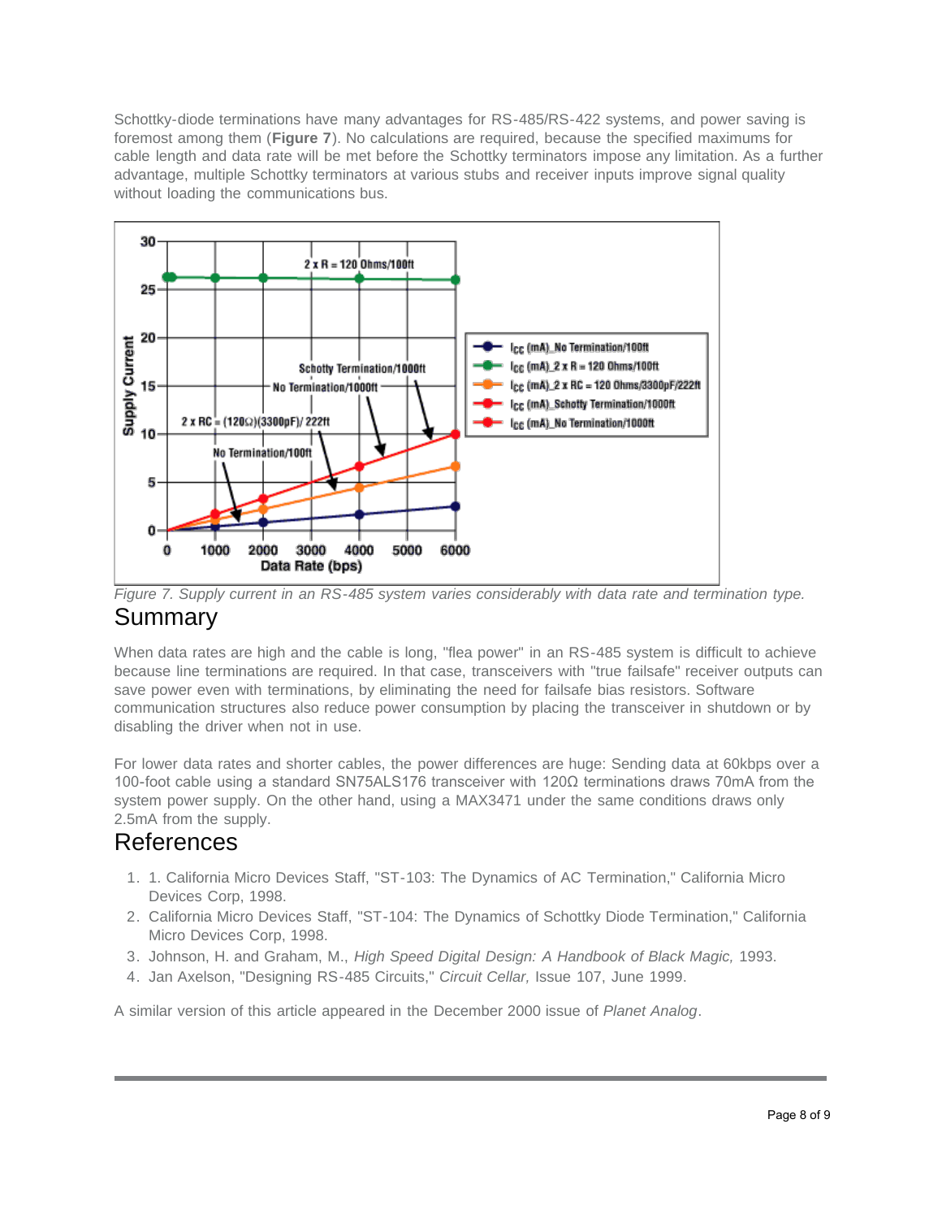Schottky-diode terminations have many advantages for RS-485/RS-422 systems, and power saving is foremost among them (**Figure 7**). No calculations are required, because the specified maximums for cable length and data rate will be met before the Schottky terminators impose any limitation. As a further advantage, multiple Schottky terminators at various stubs and receiver inputs improve signal quality without loading the communications bus.

Supply Current

Data Rate (bps)

0
5
10
15
20
25
30

0
1000
2000
3000
4000
5000
6000

2 x R = 120 Ohms/100ft

Schotty Termination/1000ft

No Termination/1000ft

2 x RC = (120Ω)(3300pF)/ 222ft

No Termination/100ft

$I_{CC}$ (mA)_No Termination/100ft

$I_{CC}$ (mA)_2 x R = 120 Ohms/100ft

$I_{CC}$ (mA)_2 x RC = 120 Ohms/3300pF/222ft

$I_{CC}$ (mA)_Schotty Termination/1000ft

$I_{CC}$ (mA)_No Termination/1000ft

*Figure 7. Supply current in an RS-485 system varies considerably with data rate and termination type.*

## Summary

When data rates are high and the cable is long, "flea power" in an RS-485 system is difficult to achieve because line terminations are required. In that case, transceivers with "true failsafe" receiver outputs can save power even with terminations, by eliminating the need for failsafe bias resistors. Software communication structures also reduce power consumption by placing the transceiver in shutdown or by disabling the driver when not in use.

For lower data rates and shorter cables, the power differences are huge: Sending data at 60kbps over a 100-foot cable using a standard SN75ALS176 transceiver with 120Ω terminations draws 70mA from the system power supply. On the other hand, using a MAX3471 under the same conditions draws only 2.5mA from the supply.

## References

1. 1. California Micro Devices Staff, "ST-103: The Dynamics of AC Termination," California Micro Devices Corp, 1998.
2. California Micro Devices Staff, "ST-104: The Dynamics of Schottky Diode Termination," California Micro Devices Corp, 1998.
3. Johnson, H. and Graham, M., *High Speed Digital Design: A Handbook of Black Magic,* 1993.
4. Jan Axelson, "Designing RS-485 Circuits," *Circuit Cellar,* Issue 107, June 1999.

A similar version of this article appeared in the December 2000 issue of *Planet Analog*.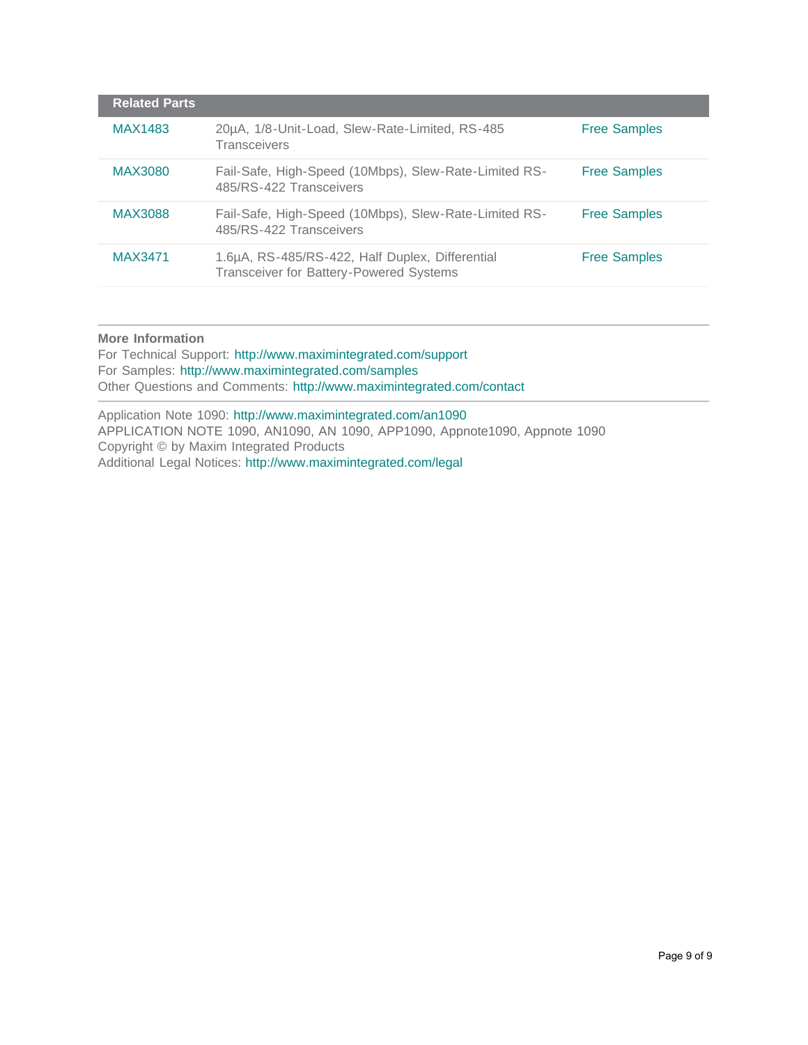| Related Parts | | |
|---|---|---|
| MAX1483 | 20µA, 1/8-Unit-Load, Slew-Rate-Limited, RS-485 Transceivers | Free Samples |
| MAX3080 | Fail-Safe, High-Speed (10Mbps), Slew-Rate-Limited RS-485/RS-422 Transceivers | Free Samples |
| MAX3088 | Fail-Safe, High-Speed (10Mbps), Slew-Rate-Limited RS-485/RS-422 Transceivers | Free Samples |
| MAX3471 | 1.6µA, RS-485/RS-422, Half Duplex, Differential Transceiver for Battery-Powered Systems | Free Samples |

**More Information**
For Technical Support: http://www.maximintegrated.com/support
For Samples: http://www.maximintegrated.com/samples
Other Questions and Comments: http://www.maximintegrated.com/contact

Application Note 1090: http://www.maximintegrated.com/an1090
APPLICATION NOTE 1090, AN1090, AN 1090, APP1090, Appnote1090, Appnote 1090
Copyright © by Maxim Integrated Products
Additional Legal Notices: http://www.maximintegrated.com/legal